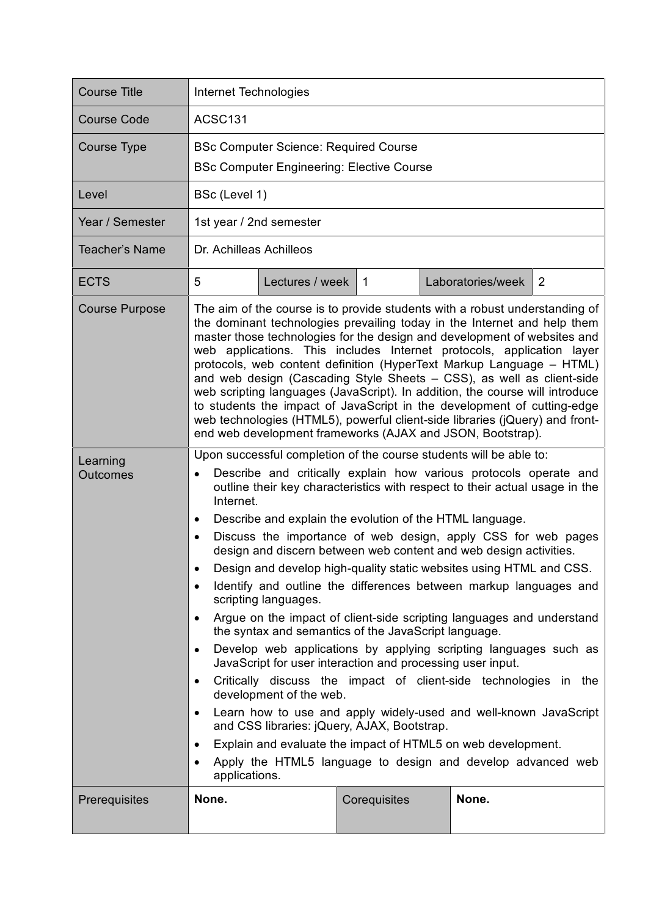| Course Title | Internet Technologies | | | | |
|---|---|---|---|---|---|
| Course Code | ACSC131 | | | | |
| Course Type | BSc Computer Science: Required Course<br>BSc Computer Engineering: Elective Course | | | | |
| Level | BSc (Level 1) | | | | |
| Year / Semester | 1st year / 2nd semester | | | | |
| Teacher's Name | Dr. Achilleas Achilleos | | | | |
| ECTS | 5 | Lectures / week | 1 | Laboratories/week | 2 |
| Course Purpose | The aim of the course is to provide students with a robust understanding of the dominant technologies prevailing today in the Internet and help them master those technologies for the design and development of websites and web applications. This includes Internet protocols, application layer protocols, web content definition (HyperText Markup Language – HTML) and web design (Cascading Style Sheets – CSS), as well as client-side web scripting languages (JavaScript). In addition, the course will introduce to students the impact of JavaScript in the development of cutting-edge web technologies (HTML5), powerful client-side libraries (jQuery) and front-end web development frameworks (AJAX and JSON, Bootstrap). | | | | |
| Learning Outcomes | Upon successful completion of the course students will be able to:<br>• Describe and critically explain how various protocols operate and outline their key characteristics with respect to their actual usage in the Internet.<br>• Describe and explain the evolution of the HTML language.<br>• Discuss the importance of web design, apply CSS for web pages design and discern between web content and web design activities.<br>• Design and develop high-quality static websites using HTML and CSS.<br>• Identify and outline the differences between markup languages and scripting languages.<br>• Argue on the impact of client-side scripting languages and understand the syntax and semantics of the JavaScript language.<br>• Develop web applications by applying scripting languages such as JavaScript for user interaction and processing user input.<br>• Critically discuss the impact of client-side technologies in the development of the web.<br>• Learn how to use and apply widely-used and well-known JavaScript and CSS libraries: jQuery, AJAX, Bootstrap.<br>• Explain and evaluate the impact of HTML5 on web development.<br>• Apply the HTML5 language to design and develop advanced web applications. | | | | |
| Prerequisites | **None.** | | Corequisites | **None.** | |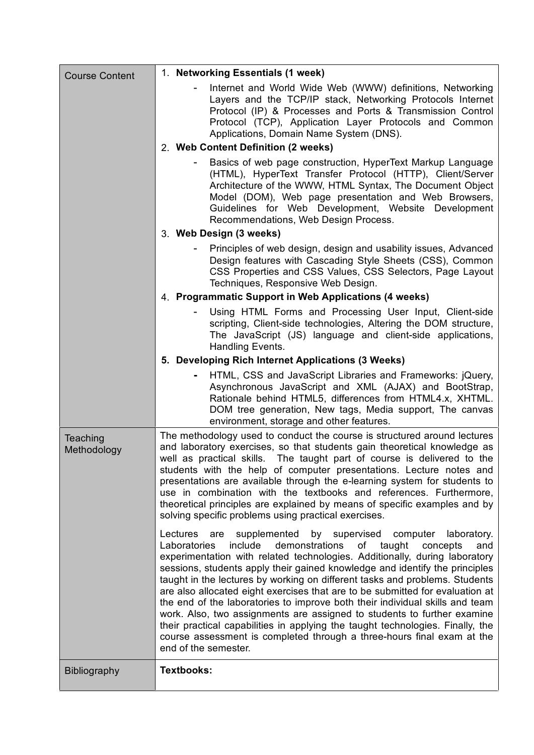| | |
|---|---|
| Course Content | 1. **Networking Essentials (1 week)**<br>- Internet and World Wide Web (WWW) definitions, Networking Layers and the TCP/IP stack, Networking Protocols Internet Protocol (IP) & Processes and Ports & Transmission Control Protocol (TCP), Application Layer Protocols and Common Applications, Domain Name System (DNS).<br>2. **Web Content Definition (2 weeks)**<br>- Basics of web page construction, HyperText Markup Language (HTML), HyperText Transfer Protocol (HTTP), Client/Server Architecture of the WWW, HTML Syntax, The Document Object Model (DOM), Web page presentation and Web Browsers, Guidelines for Web Development, Website Development Recommendations, Web Design Process.<br>3. **Web Design (3 weeks)**<br>- Principles of web design, design and usability issues, Advanced Design features with Cascading Style Sheets (CSS), Common CSS Properties and CSS Values, CSS Selectors, Page Layout Techniques, Responsive Web Design.<br>4. **Programmatic Support in Web Applications (4 weeks)**<br>- Using HTML Forms and Processing User Input, Client-side scripting, Client-side technologies, Altering the DOM structure, The JavaScript (JS) language and client-side applications, Handling Events.<br>5. **Developing Rich Internet Applications (3 Weeks)**<br>- HTML, CSS and JavaScript Libraries and Frameworks: jQuery, Asynchronous JavaScript and XML (AJAX) and BootStrap, Rationale behind HTML5, differences from HTML4.x, XHTML. DOM tree generation, New tags, Media support, The canvas environment, storage and other features. |
| Teaching Methodology | The methodology used to conduct the course is structured around lectures and laboratory exercises, so that students gain theoretical knowledge as well as practical skills. The taught part of course is delivered to the students with the help of computer presentations. Lecture notes and presentations are available through the e-learning system for students to use in combination with the textbooks and references. Furthermore, theoretical principles are explained by means of specific examples and by solving specific problems using practical exercises.<br><br>Lectures are supplemented by supervised computer laboratory. Laboratories include demonstrations of taught concepts and experimentation with related technologies. Additionally, during laboratory sessions, students apply their gained knowledge and identify the principles taught in the lectures by working on different tasks and problems. Students are also allocated eight exercises that are to be submitted for evaluation at the end of the laboratories to improve both their individual skills and team work. Also, two assignments are assigned to students to further examine their practical capabilities in applying the taught technologies. Finally, the course assessment is completed through a three-hours final exam at the end of the semester. |
| Bibliography | **Textbooks:** |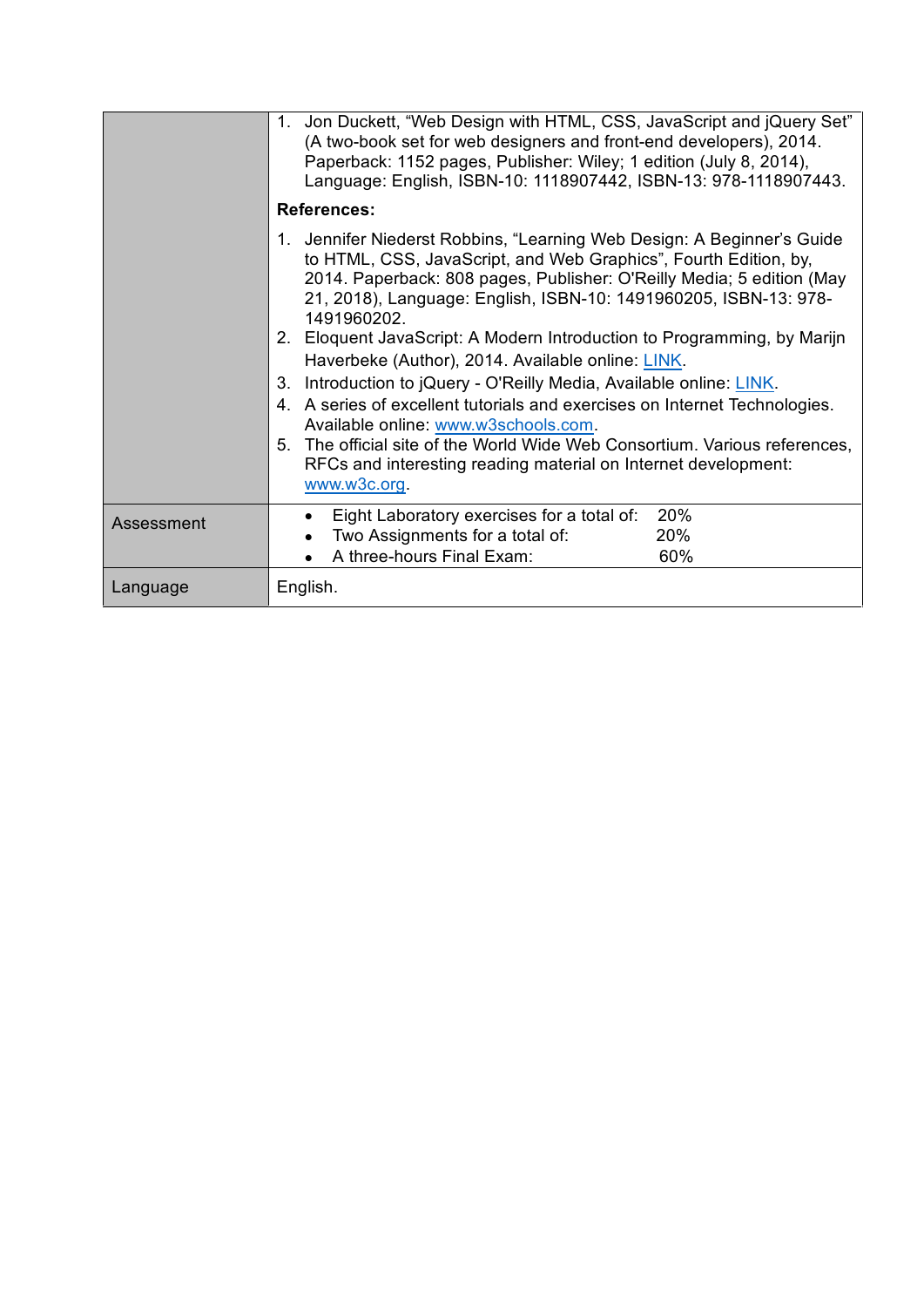| | |
|---|---|
| | 1. Jon Duckett, "Web Design with HTML, CSS, JavaScript and jQuery Set" (A two-book set for web designers and front-end developers), 2014. Paperback: 1152 pages, Publisher: Wiley; 1 edition (July 8, 2014), Language: English, ISBN-10: 1118907442, ISBN-13: 978-1118907443.<br><br>**References:**<br><br>1. Jennifer Niederst Robbins, "Learning Web Design: A Beginner's Guide to HTML, CSS, JavaScript, and Web Graphics", Fourth Edition, by, 2014. Paperback: 808 pages, Publisher: O'Reilly Media; 5 edition (May 21, 2018), Language: English, ISBN-10: 1491960205, ISBN-13: 978-1491960202.<br>2. Eloquent JavaScript: A Modern Introduction to Programming, by Marijn Haverbeke (Author), 2014. Available online: LINK.<br>3. Introduction to jQuery - O'Reilly Media, Available online: LINK.<br>4. A series of excellent tutorials and exercises on Internet Technologies. Available online: www.w3schools.com.<br>5. The official site of the World Wide Web Consortium. Various references, RFCs and interesting reading material on Internet development: www.w3c.org. |
| Assessment | • Eight Laboratory exercises for a total of: 20%<br>• Two Assignments for a total of: 20%<br>• A three-hours Final Exam: 60% |
| Language | English. |